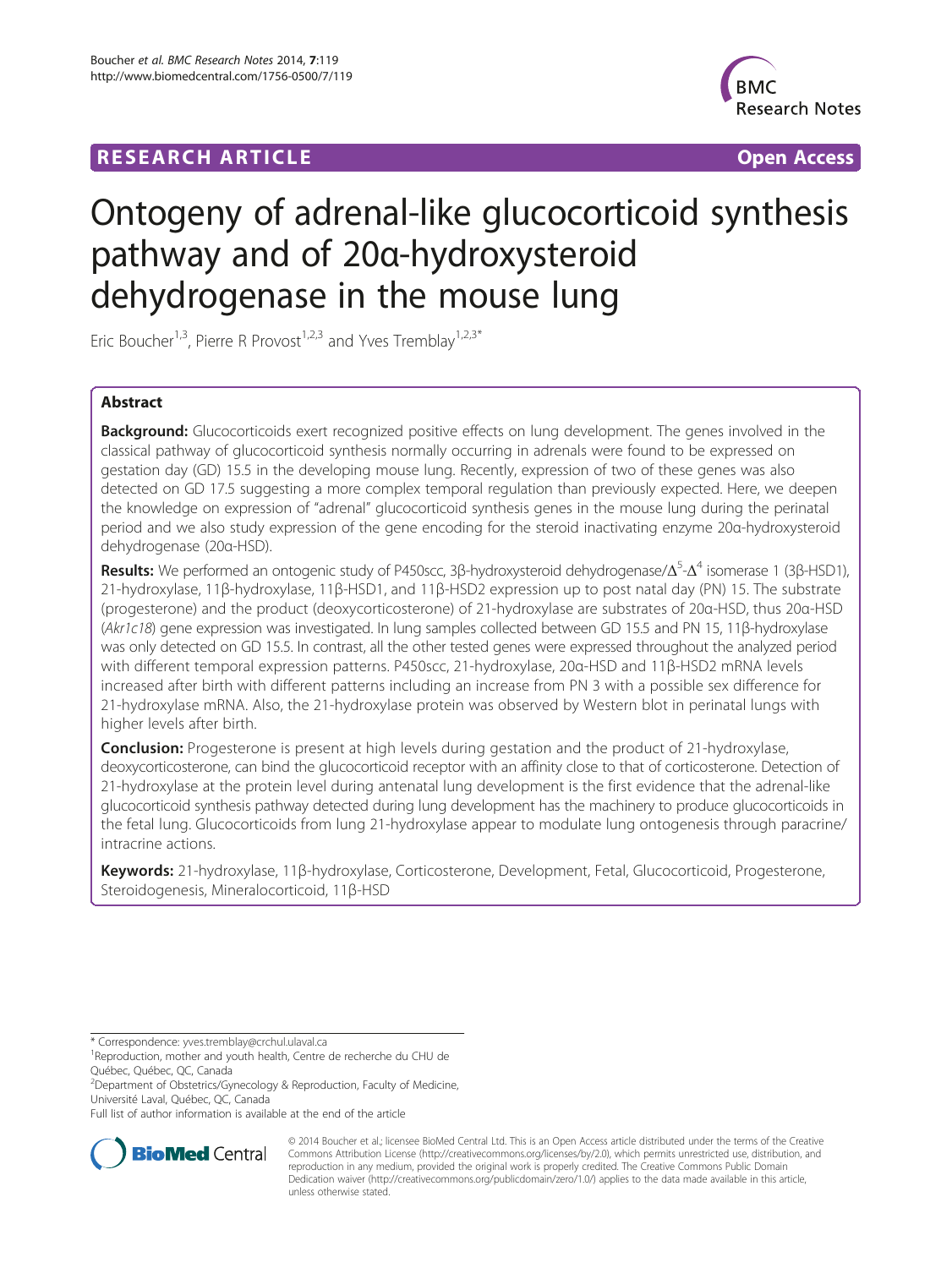RESEARCH ARTICLE **Open Access**

# Ontogeny of adrenal-like glucocorticoid synthesis pathway and of 20α-hydroxysteroid dehydrogenase in the mouse lung

Eric Boucher[1,3], Pierre R Provost[1,2,3] and Yves Tremblay[1,2,3*]

## Abstract

**Background:** Glucocorticoids exert recognized positive effects on lung development. The genes involved in the classical pathway of glucocorticoid synthesis normally occurring in adrenals were found to be expressed on gestation day (GD) 15.5 in the developing mouse lung. Recently, expression of two of these genes was also detected on GD 17.5 suggesting a more complex temporal regulation than previously expected. Here, we deepen the knowledge on expression of "adrenal" glucocorticoid synthesis genes in the mouse lung during the perinatal period and we also study expression of the gene encoding for the steroid inactivating enzyme 20α-hydroxysteroid dehydrogenase (20α-HSD).

**Results:** We performed an ontogenic study of P450scc, 3β-hydroxysteroid dehydrogenase/$\Delta^5$-$\Delta^4$ isomerase 1 (3β-HSD1), 21-hydroxylase, 11β-hydroxylase, 11β-HSD1, and 11β-HSD2 expression up to post natal day (PN) 15. The substrate (progesterone) and the product (deoxycorticosterone) of 21-hydroxylase are substrates of 20α-HSD, thus 20α-HSD (*Akr1c18*) gene expression was investigated. In lung samples collected between GD 15.5 and PN 15, 11β-hydroxylase was only detected on GD 15.5. In contrast, all the other tested genes were expressed throughout the analyzed period with different temporal expression patterns. P450scc, 21-hydroxylase, 20α-HSD and 11β-HSD2 mRNA levels increased after birth with different patterns including an increase from PN 3 with a possible sex difference for 21-hydroxylase mRNA. Also, the 21-hydroxylase protein was observed by Western blot in perinatal lungs with higher levels after birth.

**Conclusion:** Progesterone is present at high levels during gestation and the product of 21-hydroxylase, deoxycorticosterone, can bind the glucocorticoid receptor with an affinity close to that of corticosterone. Detection of 21-hydroxylase at the protein level during antenatal lung development is the first evidence that the adrenal-like glucocorticoid synthesis pathway detected during lung development has the machinery to produce glucocorticoids in the fetal lung. Glucocorticoids from lung 21-hydroxylase appear to modulate lung ontogenesis through paracrine/intracrine actions.

**Keywords:** 21-hydroxylase, 11β-hydroxylase, Corticosterone, Development, Fetal, Glucocorticoid, Progesterone, Steroidogenesis, Mineralocorticoid, 11β-HSD

---

\* Correspondence: yves.tremblay@crchul.ulaval.ca
[1]Reproduction, mother and youth health, Centre de recherche du CHU de Québec, Québec, QC, Canada
[2]Department of Obstetrics/Gynecology & Reproduction, Faculty of Medicine, Université Laval, Québec, QC, Canada
Full list of author information is available at the end of the article

© 2014 Boucher et al.; licensee BioMed Central Ltd. This is an Open Access article distributed under the terms of the Creative Commons Attribution License (http://creativecommons.org/licenses/by/2.0), which permits unrestricted use, distribution, and reproduction in any medium, provided the original work is properly credited. The Creative Commons Public Domain Dedication waiver (http://creativecommons.org/publicdomain/zero/1.0/) applies to the data made available in this article, unless otherwise stated.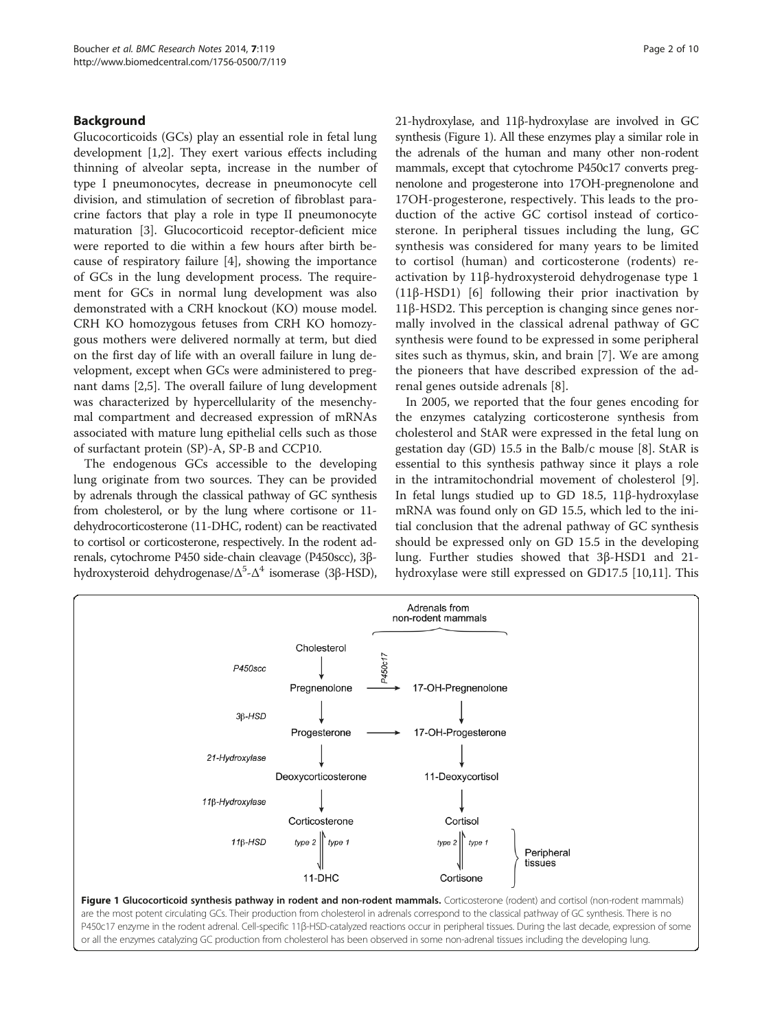## Background

Glucocorticoids (GCs) play an essential role in fetal lung development [1,2]. They exert various effects including thinning of alveolar septa, increase in the number of type I pneumonocytes, decrease in pneumonocyte cell division, and stimulation of secretion of fibroblast paracrine factors that play a role in type II pneumonocyte maturation [3]. Glucocorticoid receptor-deficient mice were reported to die within a few hours after birth because of respiratory failure [4], showing the importance of GCs in the lung development process. The requirement for GCs in normal lung development was also demonstrated with a CRH knockout (KO) mouse model. CRH KO homozygous fetuses from CRH KO homozygous mothers were delivered normally at term, but died on the first day of life with an overall failure in lung development, except when GCs were administered to pregnant dams [2,5]. The overall failure of lung development was characterized by hypercellularity of the mesenchymal compartment and decreased expression of mRNAs associated with mature lung epithelial cells such as those of surfactant protein (SP)-A, SP-B and CCP10.

The endogenous GCs accessible to the developing lung originate from two sources. They can be provided by adrenals through the classical pathway of GC synthesis from cholesterol, or by the lung where cortisone or 11-dehydrocorticosterone (11-DHC, rodent) can be reactivated to cortisol or corticosterone, respectively. In the rodent adrenals, cytochrome P450 side-chain cleavage (P450scc), 3β-hydroxysteroid dehydrogenase/$\Delta^5$-$\Delta^4$ isomerase (3β-HSD), 21-hydroxylase, and 11β-hydroxylase are involved in GC synthesis (Figure 1). All these enzymes play a similar role in the adrenals of the human and many other non-rodent mammals, except that cytochrome P450c17 converts pregnenolone and progesterone into 17OH-pregnenolone and 17OH-progesterone, respectively. This leads to the production of the active GC cortisol instead of corticosterone. In peripheral tissues including the lung, GC synthesis was considered for many years to be limited to cortisol (human) and corticosterone (rodents) reactivation by 11β-hydroxysteroid dehydrogenase type 1 (11β-HSD1) [6] following their prior inactivation by 11β-HSD2. This perception is changing since genes normally involved in the classical adrenal pathway of GC synthesis were found to be expressed in some peripheral sites such as thymus, skin, and brain [7]. We are among the pioneers that have described expression of the adrenal genes outside adrenals [8].

In 2005, we reported that the four genes encoding for the enzymes catalyzing corticosterone synthesis from cholesterol and StAR were expressed in the fetal lung on gestation day (GD) 15.5 in the Balb/c mouse [8]. StAR is essential to this synthesis pathway since it plays a role in the intramitochondrial movement of cholesterol [9]. In fetal lungs studied up to GD 18.5, 11β-hydroxylase mRNA was found only on GD 15.5, which led to the initial conclusion that the adrenal pathway of GC synthesis should be expressed only on GD 15.5 in the developing lung. Further studies showed that 3β-HSD1 and 21-hydroxylase were still expressed on GD17.5 [10,11]. This

**Figure 1 Glucocorticoid synthesis pathway in rodent and non-rodent mammals.** Corticosterone (rodent) and cortisol (non-rodent mammals) are the most potent circulating GCs. Their production from cholesterol in adrenals correspond to the classical pathway of GC synthesis. There is no P450c17 enzyme in the rodent adrenal. Cell-specific 11β-HSD-catalyzed reactions occur in peripheral tissues. During the last decade, expression of some or all the enzymes catalyzing GC production from cholesterol has been observed in some non-adrenal tissues including the developing lung.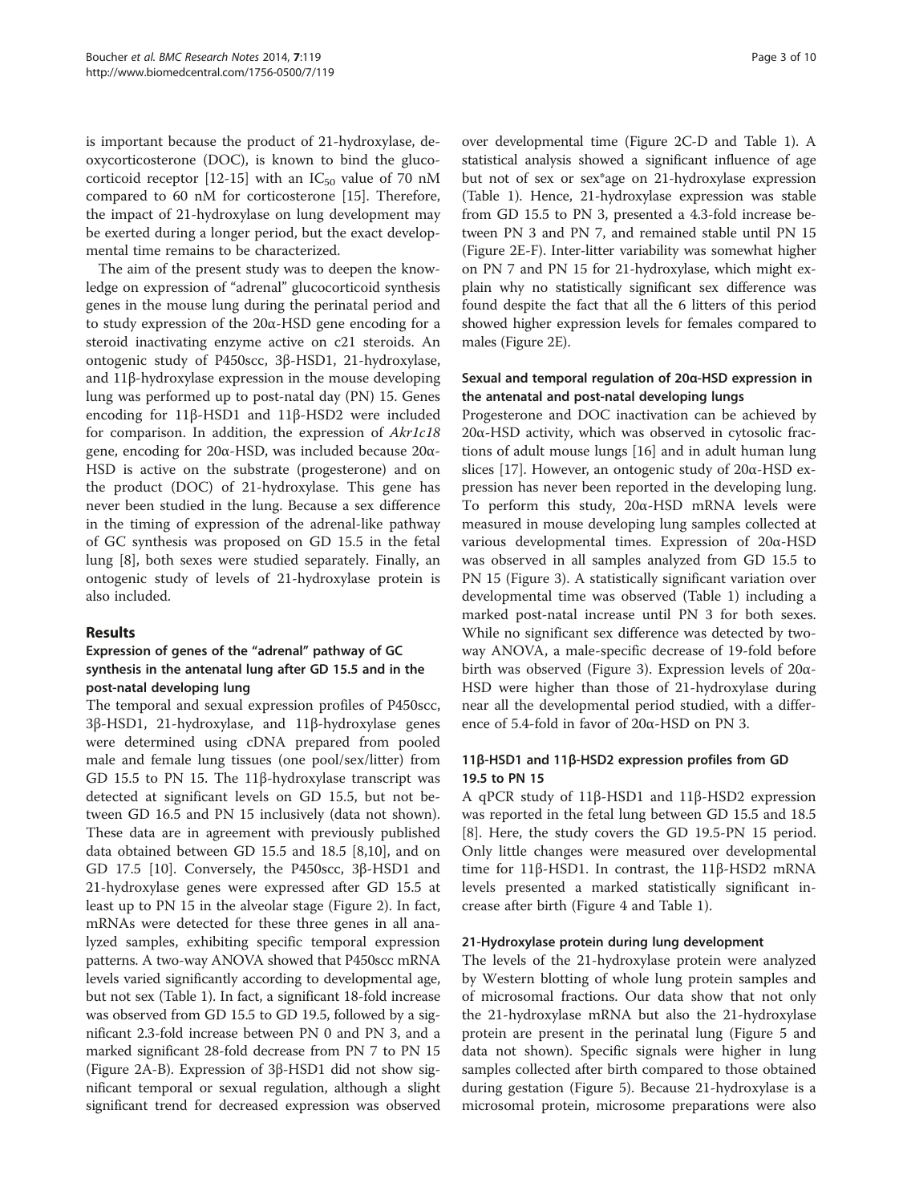is important because the product of 21-hydroxylase, deoxycorticosterone (DOC), is known to bind the glucocorticoid receptor [12-15] with an $IC_{50}$ value of 70 nM compared to 60 nM for corticosterone [15]. Therefore, the impact of 21-hydroxylase on lung development may be exerted during a longer period, but the exact developmental time remains to be characterized.

The aim of the present study was to deepen the knowledge on expression of "adrenal" glucocorticoid synthesis genes in the mouse lung during the perinatal period and to study expression of the 20α-HSD gene encoding for a steroid inactivating enzyme active on c21 steroids. An ontogenic study of P450scc, 3β-HSD1, 21-hydroxylase, and 11β-hydroxylase expression in the mouse developing lung was performed up to post-natal day (PN) 15. Genes encoding for 11β-HSD1 and 11β-HSD2 were included for comparison. In addition, the expression of *Akr1c18* gene, encoding for 20α-HSD, was included because 20α-HSD is active on the substrate (progesterone) and on the product (DOC) of 21-hydroxylase. This gene has never been studied in the lung. Because a sex difference in the timing of expression of the adrenal-like pathway of GC synthesis was proposed on GD 15.5 in the fetal lung [8], both sexes were studied separately. Finally, an ontogenic study of levels of 21-hydroxylase protein is also included.

## Results

### Expression of genes of the "adrenal" pathway of GC synthesis in the antenatal lung after GD 15.5 and in the post-natal developing lung

The temporal and sexual expression profiles of P450scc, 3β-HSD1, 21-hydroxylase, and 11β-hydroxylase genes were determined using cDNA prepared from pooled male and female lung tissues (one pool/sex/litter) from GD 15.5 to PN 15. The 11β-hydroxylase transcript was detected at significant levels on GD 15.5, but not between GD 16.5 and PN 15 inclusively (data not shown). These data are in agreement with previously published data obtained between GD 15.5 and 18.5 [8,10], and on GD 17.5 [10]. Conversely, the P450scc, 3β-HSD1 and 21-hydroxylase genes were expressed after GD 15.5 at least up to PN 15 in the alveolar stage (Figure 2). In fact, mRNAs were detected for these three genes in all analyzed samples, exhibiting specific temporal expression patterns. A two-way ANOVA showed that P450scc mRNA levels varied significantly according to developmental age, but not sex (Table 1). In fact, a significant 18-fold increase was observed from GD 15.5 to GD 19.5, followed by a significant 2.3-fold increase between PN 0 and PN 3, and a marked significant 28-fold decrease from PN 7 to PN 15 (Figure 2A-B). Expression of 3β-HSD1 did not show significant temporal or sexual regulation, although a slight significant trend for decreased expression was observed over developmental time (Figure 2C-D and Table 1). A statistical analysis showed a significant influence of age but not of sex or sex*age on 21-hydroxylase expression (Table 1). Hence, 21-hydroxylase expression was stable from GD 15.5 to PN 3, presented a 4.3-fold increase between PN 3 and PN 7, and remained stable until PN 15 (Figure 2E-F). Inter-litter variability was somewhat higher on PN 7 and PN 15 for 21-hydroxylase, which might explain why no statistically significant sex difference was found despite the fact that all the 6 litters of this period showed higher expression levels for females compared to males (Figure 2E).

### Sexual and temporal regulation of 20α-HSD expression in the antenatal and post-natal developing lungs

Progesterone and DOC inactivation can be achieved by 20α-HSD activity, which was observed in cytosolic fractions of adult mouse lungs [16] and in adult human lung slices [17]. However, an ontogenic study of 20α-HSD expression has never been reported in the developing lung. To perform this study, 20α-HSD mRNA levels were measured in mouse developing lung samples collected at various developmental times. Expression of 20α-HSD was observed in all samples analyzed from GD 15.5 to PN 15 (Figure 3). A statistically significant variation over developmental time was observed (Table 1) including a marked post-natal increase until PN 3 for both sexes. While no significant sex difference was detected by two-way ANOVA, a male-specific decrease of 19-fold before birth was observed (Figure 3). Expression levels of 20α-HSD were higher than those of 21-hydroxylase during near all the developmental period studied, with a difference of 5.4-fold in favor of 20α-HSD on PN 3.

### 11β-HSD1 and 11β-HSD2 expression profiles from GD 19.5 to PN 15

A qPCR study of 11β-HSD1 and 11β-HSD2 expression was reported in the fetal lung between GD 15.5 and 18.5 [8]. Here, the study covers the GD 19.5-PN 15 period. Only little changes were measured over developmental time for 11β-HSD1. In contrast, the 11β-HSD2 mRNA levels presented a marked statistically significant increase after birth (Figure 4 and Table 1).

### 21-Hydroxylase protein during lung development

The levels of the 21-hydroxylase protein were analyzed by Western blotting of whole lung protein samples and of microsomal fractions. Our data show that not only the 21-hydroxylase mRNA but also the 21-hydroxylase protein are present in the perinatal lung (Figure 5 and data not shown). Specific signals were higher in lung samples collected after birth compared to those obtained during gestation (Figure 5). Because 21-hydroxylase is a microsomal protein, microsome preparations were also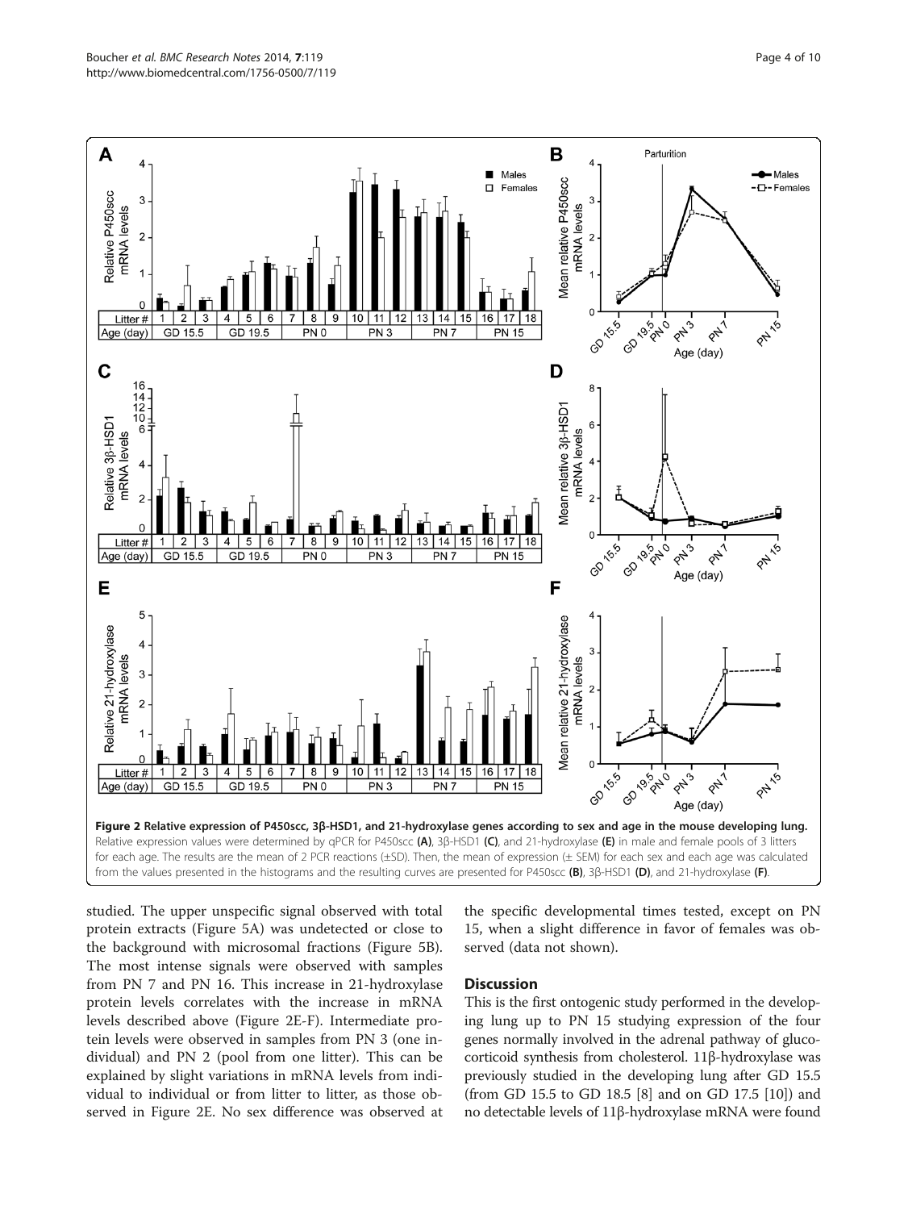**Figure 2 Relative expression of P450scc, 3β-HSD1, and 21-hydroxylase genes according to sex and age in the mouse developing lung.** Relative expression values were determined by qPCR for P450scc **(A)**, 3β-HSD1 **(C)**, and 21-hydroxylase **(E)** in male and female pools of 3 litters for each age. The results are the mean of 2 PCR reactions (±SD). Then, the mean of expression (± SEM) for each sex and each age was calculated from the values presented in the histograms and the resulting curves are presented for P450scc **(B)**, 3β-HSD1 **(D)**, and 21-hydroxylase **(F)**.

studied. The upper unspecific signal observed with total protein extracts (Figure 5A) was undetected or close to the background with microsomal fractions (Figure 5B). The most intense signals were observed with samples from PN 7 and PN 16. This increase in 21-hydroxylase protein levels correlates with the increase in mRNA levels described above (Figure 2E-F). Intermediate protein levels were observed in samples from PN 3 (one individual) and PN 2 (pool from one litter). This can be explained by slight variations in mRNA levels from individual to individual or from litter to litter, as those observed in Figure 2E. No sex difference was observed at the specific developmental times tested, except on PN 15, when a slight difference in favor of females was observed (data not shown).

## Discussion

This is the first ontogenic study performed in the developing lung up to PN 15 studying expression of the four genes normally involved in the adrenal pathway of glucocorticoid synthesis from cholesterol. 11β-hydroxylase was previously studied in the developing lung after GD 15.5 (from GD 15.5 to GD 18.5 [8] and on GD 17.5 [10]) and no detectable levels of 11β-hydroxylase mRNA were found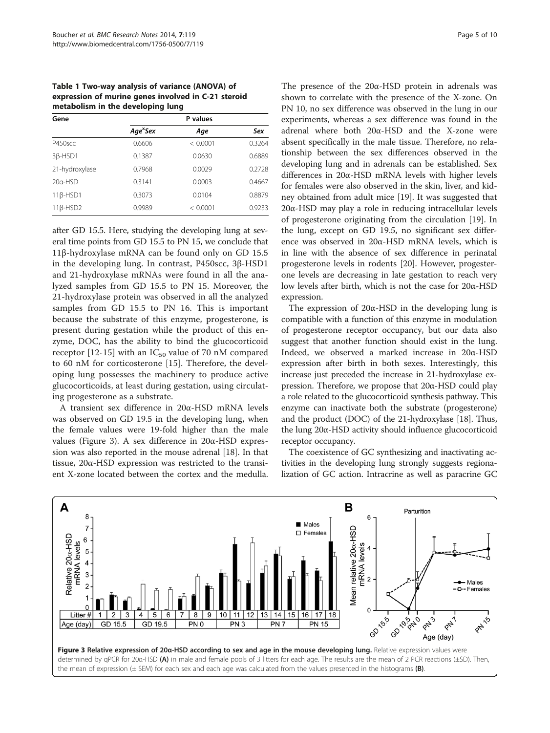**Table 1 Two-way analysis of variance (ANOVA) of expression of murine genes involved in C-21 steroid metabolism in the developing lung**

| Gene | P values | | |
|---|---|---|---|
| | Age*Sex | Age | Sex |
| P450scc | 0.6606 | < 0.0001 | 0.3264 |
| 3β-HSD1 | 0.1387 | 0.0630 | 0.6889 |
| 21-hydroxylase | 0.7968 | 0.0029 | 0.2728 |
| 20α-HSD | 0.3141 | 0.0003 | 0.4667 |
| 11β-HSD1 | 0.3073 | 0.0104 | 0.8879 |
| 11β-HSD2 | 0.9989 | < 0.0001 | 0.9233 |

after GD 15.5. Here, studying the developing lung at several time points from GD 15.5 to PN 15, we conclude that 11β-hydroxylase mRNA can be found only on GD 15.5 in the developing lung. In contrast, P450scc, 3β-HSD1 and 21-hydroxylase mRNAs were found in all the analyzed samples from GD 15.5 to PN 15. Moreover, the 21-hydroxylase protein was observed in all the analyzed samples from GD 15.5 to PN 16. This is important because the substrate of this enzyme, progesterone, is present during gestation while the product of this enzyme, DOC, has the ability to bind the glucocorticoid receptor [12-15] with an $IC_{50}$ value of 70 nM compared to 60 nM for corticosterone [15]. Therefore, the developing lung possesses the machinery to produce active glucocorticoids, at least during gestation, using circulating progesterone as a substrate.

A transient sex difference in 20α-HSD mRNA levels was observed on GD 19.5 in the developing lung, when the female values were 19-fold higher than the male values (Figure 3). A sex difference in 20α-HSD expression was also reported in the mouse adrenal [18]. In that tissue, 20α-HSD expression was restricted to the transient X-zone located between the cortex and the medulla. The presence of the 20α-HSD protein in adrenals was shown to correlate with the presence of the X-zone. On PN 10, no sex difference was observed in the lung in our experiments, whereas a sex difference was found in the adrenal where both 20α-HSD and the X-zone were absent specifically in the male tissue. Therefore, no relationship between the sex differences observed in the developing lung and in adrenals can be established. Sex differences in 20α-HSD mRNA levels with higher levels for females were also observed in the skin, liver, and kidney obtained from adult mice [19]. It was suggested that 20α-HSD may play a role in reducing intracellular levels of progesterone originating from the circulation [19]. In the lung, except on GD 19.5, no significant sex difference was observed in 20α-HSD mRNA levels, which is in line with the absence of sex difference in perinatal progesterone levels in rodents [20]. However, progesterone levels are decreasing in late gestation to reach very low levels after birth, which is not the case for 20α-HSD expression.

The expression of 20α-HSD in the developing lung is compatible with a function of this enzyme in modulation of progesterone receptor occupancy, but our data also suggest that another function should exist in the lung. Indeed, we observed a marked increase in 20α-HSD expression after birth in both sexes. Interestingly, this increase just preceded the increase in 21-hydroxylase expression. Therefore, we propose that 20α-HSD could play a role related to the glucocorticoid synthesis pathway. This enzyme can inactivate both the substrate (progesterone) and the product (DOC) of the 21-hydroxylase [18]. Thus, the lung 20α-HSD activity should influence glucocorticoid receptor occupancy.

The coexistence of GC synthesizing and inactivating activities in the developing lung strongly suggests regionalization of GC action. Intracrine as well as paracrine GC

**Figure 3 Relative expression of 20α-HSD according to sex and age in the mouse developing lung.** Relative expression values were determined by qPCR for 20α-HSD **(A)** in male and female pools of 3 litters for each age. The results are the mean of 2 PCR reactions (±SD). Then, the mean of expression (± SEM) for each sex and each age was calculated from the values presented in the histograms **(B)**.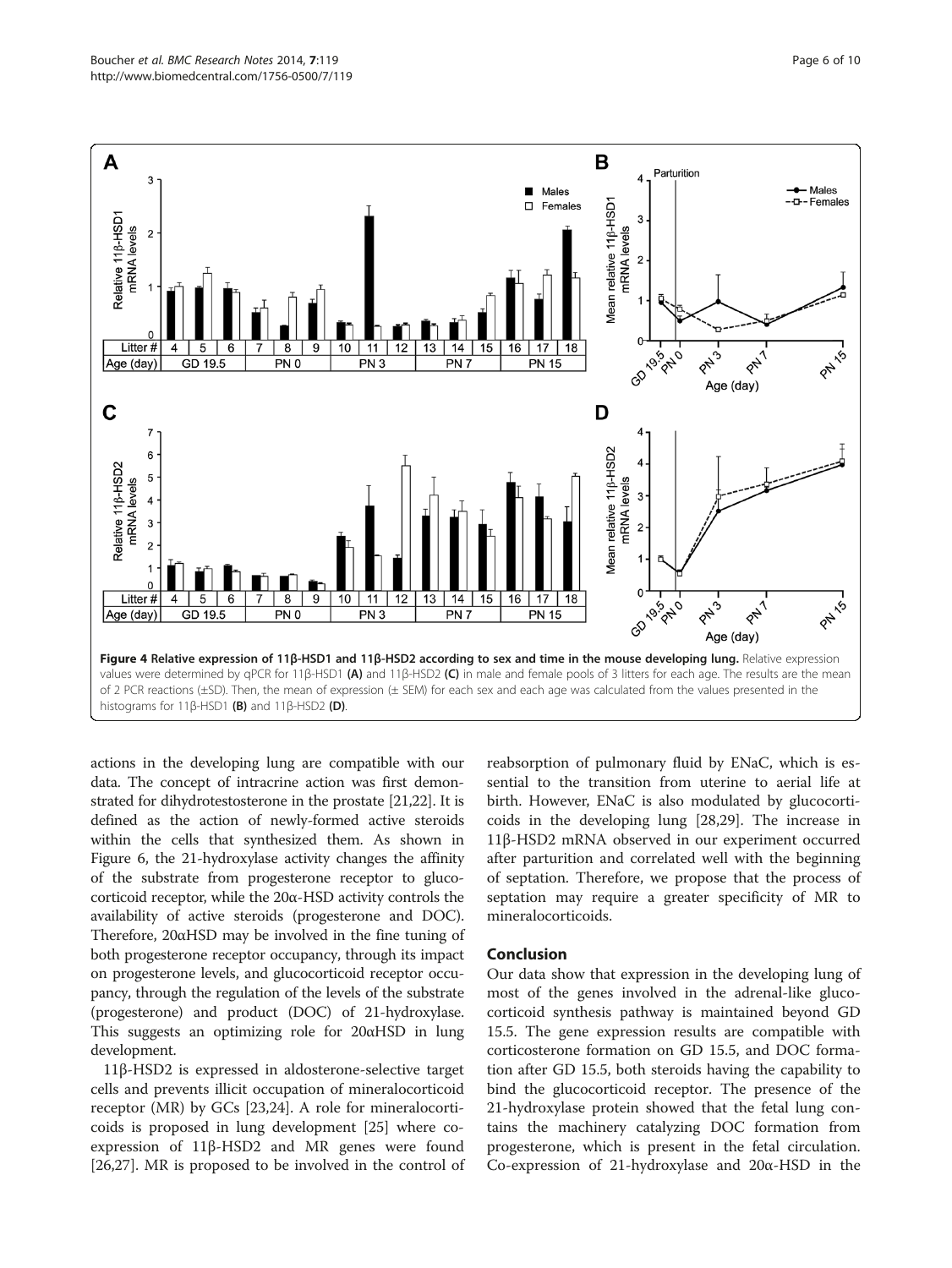**Figure 4 Relative expression of 11β-HSD1 and 11β-HSD2 according to sex and time in the mouse developing lung.** Relative expression values were determined by qPCR for 11β-HSD1 **(A)** and 11β-HSD2 **(C)** in male and female pools of 3 litters for each age. The results are the mean of 2 PCR reactions (±SD). Then, the mean of expression (± SEM) for each sex and each age was calculated from the values presented in the histograms for 11β-HSD1 **(B)** and 11β-HSD2 **(D)**.

actions in the developing lung are compatible with our data. The concept of intracrine action was first demonstrated for dihydrotestosterone in the prostate [21,22]. It is defined as the action of newly-formed active steroids within the cells that synthesized them. As shown in Figure 6, the 21-hydroxylase activity changes the affinity of the substrate from progesterone receptor to glucocorticoid receptor, while the 20α-HSD activity controls the availability of active steroids (progesterone and DOC). Therefore, 20αHSD may be involved in the fine tuning of both progesterone receptor occupancy, through its impact on progesterone levels, and glucocorticoid receptor occupancy, through the regulation of the levels of the substrate (progesterone) and product (DOC) of 21-hydroxylase. This suggests an optimizing role for 20αHSD in lung development.

11β-HSD2 is expressed in aldosterone-selective target cells and prevents illicit occupation of mineralocorticoid receptor (MR) by GCs [23,24]. A role for mineralocorticoids is proposed in lung development [25] where co-expression of 11β-HSD2 and MR genes were found [26,27]. MR is proposed to be involved in the control of reabsorption of pulmonary fluid by ENaC, which is essential to the transition from uterine to aerial life at birth. However, ENaC is also modulated by glucocorticoids in the developing lung [28,29]. The increase in 11β-HSD2 mRNA observed in our experiment occurred after parturition and correlated well with the beginning of septation. Therefore, we propose that the process of septation may require a greater specificity of MR to mineralocorticoids.

## Conclusion

Our data show that expression in the developing lung of most of the genes involved in the adrenal-like glucocorticoid synthesis pathway is maintained beyond GD 15.5. The gene expression results are compatible with corticosterone formation on GD 15.5, and DOC formation after GD 15.5, both steroids having the capability to bind the glucocorticoid receptor. The presence of the 21-hydroxylase protein showed that the fetal lung contains the machinery catalyzing DOC formation from progesterone, which is present in the fetal circulation. Co-expression of 21-hydroxylase and 20α-HSD in the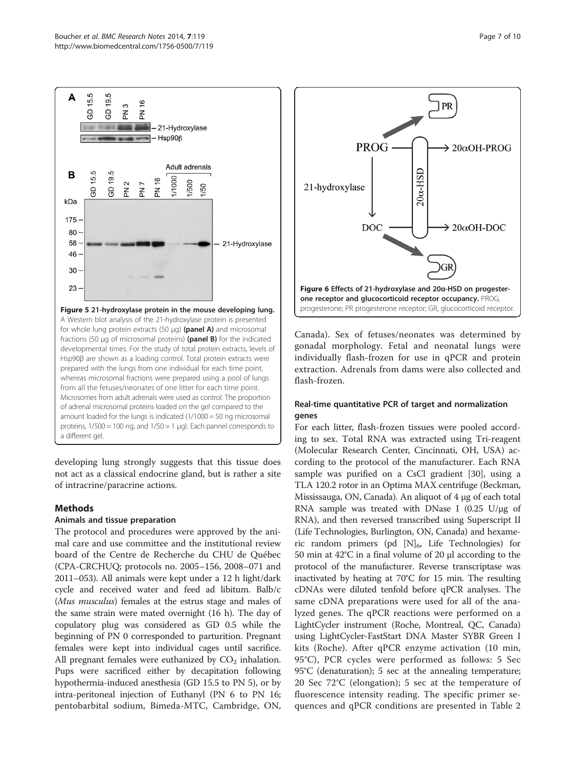Figure 5 21-hydroxylase protein in the mouse developing lung. A Western blot analysis of the 21-hydroxylase protein is presented for whole lung protein extracts (50 μg) **(panel A)** and microsomal fractions (50 μg of microsomal proteins) **(panel B)** for the indicated developmental times. For the study of total protein extracts, levels of Hsp90β are shown as a loading control. Total protein extracts were prepared with the lungs from one individual for each time point, whereas microsomal fractions were prepared using a pool of lungs from all the fetuses/neonates of one litter for each time point. Microsomes from adult adrenals were used as control. The proportion of adrenal microsomal proteins loaded on the gel compared to the amount loaded for the lungs is indicated (1/1000 = 50 ng microsomal proteins, 1/500 = 100 ng, and 1/50 = 1 μg). Each pannel corresponds to a different gel.

Figure 6 Effects of 21-hydroxylase and 20α-HSD on progesterone receptor and glucocorticoid receptor occupancy. PROG, progesterone; PR progesterone receptor; GR, glucocorticoid receptor.

developing lung strongly suggests that this tissue does not act as a classical endocrine gland, but is rather a site of intracrine/paracrine actions.

## Methods

### Animals and tissue preparation

The protocol and procedures were approved by the animal care and use committee and the institutional review board of the Centre de Recherche du CHU de Québec (CPA-CRCHUQ; protocols no. 2005–156, 2008–071 and 2011–053). All animals were kept under a 12 h light/dark cycle and received water and feed ad libitum. Balb/c (*Mus musculus*) females at the estrus stage and males of the same strain were mated overnight (16 h). The day of copulatory plug was considered as GD 0.5 while the beginning of PN 0 corresponded to parturition. Pregnant females were kept into individual cages until sacrifice. All pregnant females were euthanized by $CO_2$ inhalation. Pups were sacrificed either by decapitation following hypothermia-induced anesthesia (GD 15.5 to PN 5), or by intra-peritoneal injection of Euthanyl (PN 6 to PN 16; pentobarbital sodium, Bimeda-MTC, Cambridge, ON, Canada). Sex of fetuses/neonates was determined by gonadal morphology. Fetal and neonatal lungs were individually flash-frozen for use in qPCR and protein extraction. Adrenals from dams were also collected and flash-frozen.

### Real-time quantitative PCR of target and normalization genes

For each litter, flash-frozen tissues were pooled according to sex. Total RNA was extracted using Tri-reagent (Molecular Research Center, Cincinnati, OH, USA) according to the protocol of the manufacturer. Each RNA sample was purified on a CsCl gradient [30], using a TLA 120.2 rotor in an Optima MAX centrifuge (Beckman, Mississauga, ON, Canada). An aliquot of 4 μg of each total RNA sample was treated with DNase I (0.25 U/μg of RNA), and then reversed transcribed using Superscript II (Life Technologies, Burlington, ON, Canada) and hexameric random primers (pd $[N]_6$, Life Technologies) for 50 min at 42°C in a final volume of 20 μl according to the protocol of the manufacturer. Reverse transcriptase was inactivated by heating at 70°C for 15 min. The resulting cDNAs were diluted tenfold before qPCR analyses. The same cDNA preparations were used for all of the analyzed genes. The qPCR reactions were performed on a LightCycler instrument (Roche, Montreal, QC, Canada) using LightCycler-FastStart DNA Master SYBR Green I kits (Roche). After qPCR enzyme activation (10 min, 95°C), PCR cycles were performed as follows: 5 Sec 95°C (denaturation); 5 sec at the annealing temperature; 20 Sec 72°C (elongation); 5 sec at the temperature of fluorescence intensity reading. The specific primer sequences and qPCR conditions are presented in Table 2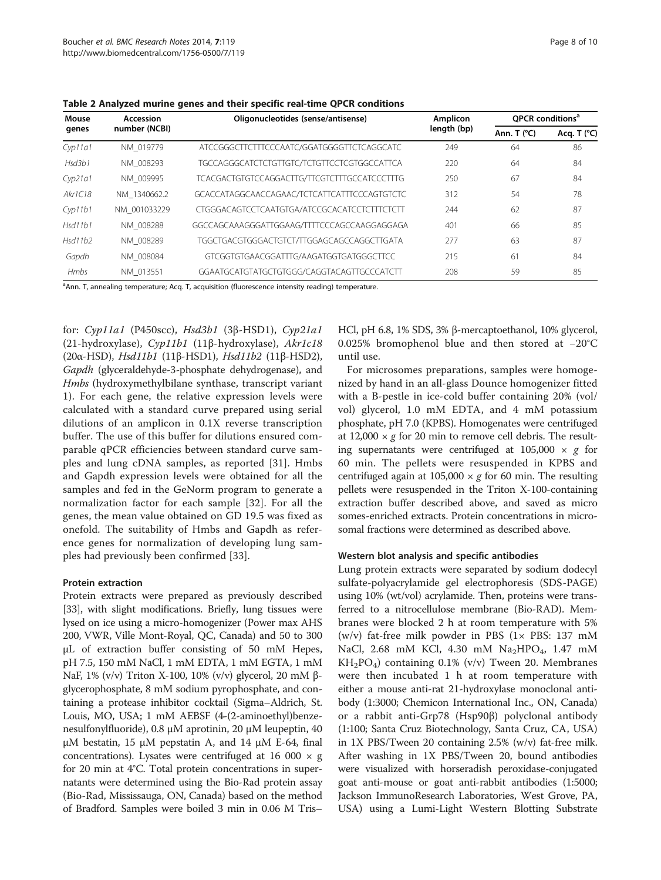**Table 2 Analyzed murine genes and their specific real-time QPCR conditions**

| Mouse genes | Accession number (NCBI) | Oligonucleotides (sense/antisense) | Amplicon length (bp) | QPCR conditions[a] | |
|---|---|---|---|---|---|
| | | | | Ann. T (°C) | Acq. T (°C) |
| *Cyp11a1* | NM_019779 | ATCCGGGCTTCTTTCCCAATC/GGATGGGGTTCTCAGGCATC | 249 | 64 | 86 |
| *Hsd3b1* | NM_008293 | TGCCAGGGCATCTCTGTTGTC/TCTGTTCCTCGTGGCCATTCA | 220 | 64 | 84 |
| *Cyp21a1* | NM_009995 | TCACGACTGTGTCCAGGACTTG/TTCGTCTTTGCCATCCCTTTG | 250 | 67 | 84 |
| *Akr1C18* | NM_1340662.2 | GCACCATAGGCAACCAGAAC/TCTCATTCATTTCCCAGTGTCTC | 312 | 54 | 78 |
| *Cyp11b1* | NM_001033229 | CTGGGACAGTCCTCAATGTGA/ATCCGCACATCCTCTTTCTCTT | 244 | 62 | 87 |
| *Hsd11b1* | NM_008288 | GGCCAGCAAAGGGATTGGAAG/TTTTCCCAGCCAAGGAGGAGA | 401 | 66 | 85 |
| *Hsd11b2* | NM_008289 | TGGCTGACGTGGGACTGTCT/TTGGAGCAGCCAGGCTTGATA | 277 | 63 | 87 |
| *Gapdh* | NM_008084 | GTCGGTGTGAACGGATTTG/AAGATGGTGATGGGCTTCC | 215 | 61 | 84 |
| *Hmbs* | NM_013551 | GGAATGCATGTATGCTGTGGG/CAGGTACAGTTGCCCATCTT | 208 | 59 | 85 |

[a]Ann. T, annealing temperature; Acq. T, acquisition (fluorescence intensity reading) temperature.

for: *Cyp11a1* (P450scc), *Hsd3b1* (3β-HSD1), *Cyp21a1* (21-hydroxylase), *Cyp11b1* (11β-hydroxylase), *Akr1c18* (20α-HSD), *Hsd11b1* (11β-HSD1), *Hsd11b2* (11β-HSD2), *Gapdh* (glyceraldehyde-3-phosphate dehydrogenase), and *Hmbs* (hydroxymethylbilane synthase, transcript variant 1). For each gene, the relative expression levels were calculated with a standard curve prepared using serial dilutions of an amplicon in 0.1X reverse transcription buffer. The use of this buffer for dilutions ensured comparable qPCR efficiencies between standard curve samples and lung cDNA samples, as reported [31]. Hmbs and Gapdh expression levels were obtained for all the samples and fed in the GeNorm program to generate a normalization factor for each sample [32]. For all the genes, the mean value obtained on GD 19.5 was fixed as onefold. The suitability of Hmbs and Gapdh as reference genes for normalization of developing lung samples had previously been confirmed [33].

#### Protein extraction

Protein extracts were prepared as previously described [33], with slight modifications. Briefly, lung tissues were lysed on ice using a micro-homogenizer (Power max AHS 200, VWR, Ville Mont-Royal, QC, Canada) and 50 to 300 μL of extraction buffer consisting of 50 mM Hepes, pH 7.5, 150 mM NaCl, 1 mM EDTA, 1 mM EGTA, 1 mM NaF, 1% (v/v) Triton X-100, 10% (v/v) glycerol, 20 mM β-glycerophosphate, 8 mM sodium pyrophosphate, and containing a protease inhibitor cocktail (Sigma–Aldrich, St. Louis, MO, USA; 1 mM AEBSF (4-(2-aminoethyl)benzenesulfonylfluoride), 0.8 μM aprotinin, 20 μM leupeptin, 40 μM bestatin, 15 μM pepstatin A, and 14 μM E-64, final concentrations). Lysates were centrifuged at 16 000 × g for 20 min at 4°C. Total protein concentrations in supernatants were determined using the Bio-Rad protein assay (Bio-Rad, Mississauga, ON, Canada) based on the method of Bradford. Samples were boiled 3 min in 0.06 M Tris–HCl, pH 6.8, 1% SDS, 3% β-mercaptoethanol, 10% glycerol, 0.025% bromophenol blue and then stored at −20°C until use.

For microsomes preparations, samples were homogenized by hand in an all-glass Dounce homogenizer fitted with a B-pestle in ice-cold buffer containing 20% (vol/vol) glycerol, 1.0 mM EDTA, and 4 mM potassium phosphate, pH 7.0 (KPBS). Homogenates were centrifuged at 12,000 × *g* for 20 min to remove cell debris. The resulting supernatants were centrifuged at 105,000 × *g* for 60 min. The pellets were resuspended in KPBS and centrifuged again at 105,000 × *g* for 60 min. The resulting pellets were resuspended in the Triton X-100-containing extraction buffer described above, and saved as microsomes-enriched extracts. Protein concentrations in microsomal fractions were determined as described above.

#### Western blot analysis and specific antibodies

Lung protein extracts were separated by sodium dodecyl sulfate-polyacrylamide gel electrophoresis (SDS-PAGE) using 10% (wt/vol) acrylamide. Then, proteins were transferred to a nitrocellulose membrane (Bio-RAD). Membranes were blocked 2 h at room temperature with 5% (w/v) fat-free milk powder in PBS (1× PBS: 137 mM NaCl, 2.68 mM KCl, 4.30 mM $Na_2HPO_4$, 1.47 mM $KH_2PO_4$) containing 0.1% (v/v) Tween 20. Membranes were then incubated 1 h at room temperature with either a mouse anti-rat 21-hydroxylase monoclonal antibody (1:3000; Chemicon International Inc., ON, Canada) or a rabbit anti-Grp78 (Hsp90β) polyclonal antibody (1:100; Santa Cruz Biotechnology, Santa Cruz, CA, USA) in 1X PBS/Tween 20 containing 2.5% (w/v) fat-free milk. After washing in 1X PBS/Tween 20, bound antibodies were visualized with horseradish peroxidase-conjugated goat anti-mouse or goat anti-rabbit antibodies (1:5000; Jackson ImmunoResearch Laboratories, West Grove, PA, USA) using a Lumi-Light Western Blotting Substrate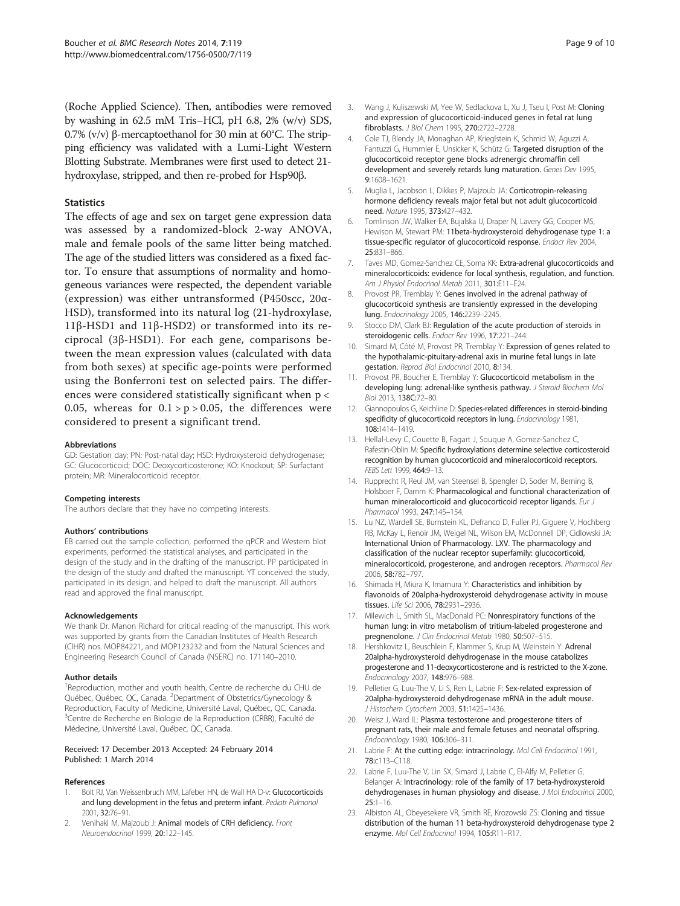(Roche Applied Science). Then, antibodies were removed by washing in 62.5 mM Tris–HCl, pH 6.8, 2% (w/v) SDS, 0.7% (v/v) β-mercaptoethanol for 30 min at 60°C. The stripping efficiency was validated with a Lumi-Light Western Blotting Substrate. Membranes were first used to detect 21-hydroxylase, stripped, and then re-probed for Hsp90β.

### Statistics

The effects of age and sex on target gene expression data was assessed by a randomized-block 2-way ANOVA, male and female pools of the same litter being matched. The age of the studied litters was considered as a fixed factor. To ensure that assumptions of normality and homogeneous variances were respected, the dependent variable (expression) was either untransformed (P450scc, 20α-HSD), transformed into its natural log (21-hydroxylase, 11β-HSD1 and 11β-HSD2) or transformed into its reciprocal (3β-HSD1). For each gene, comparisons between the mean expression values (calculated with data from both sexes) at specific age-points were performed using the Bonferroni test on selected pairs. The differences were considered statistically significant when $p < 0.05$, whereas for $0.1 > p > 0.05$, the differences were considered to present a significant trend.

#### Abbreviations

GD: Gestation day; PN: Post-natal day; HSD: Hydroxysteroid dehydrogenase; GC: Glucocorticoid; DOC: Deoxycorticosterone; KO: Knockout; SP: Surfactant protein; MR: Mineralocorticoid receptor.

#### Competing interests

The authors declare that they have no competing interests.

#### Authors' contributions

EB carried out the sample collection, performed the qPCR and Western blot experiments, performed the statistical analyses, and participated in the design of the study and in the drafting of the manuscript. PP participated in the design of the study and drafted the manuscript. YT conceived the study, participated in its design, and helped to draft the manuscript. All authors read and approved the final manuscript.

#### Acknowledgements

We thank Dr. Manon Richard for critical reading of the manuscript. This work was supported by grants from the Canadian Institutes of Health Research (CIHR) nos. MOP84221, and MOP123232 and from the Natural Sciences and Engineering Research Council of Canada (NSERC) no. 171140–2010.

#### Author details

[1]Reproduction, mother and youth health, Centre de recherche du CHU de Québec, Québec, QC, Canada. [2]Department of Obstetrics/Gynecology & Reproduction, Faculty of Medicine, Université Laval, Québec, QC, Canada. [3]Centre de Recherche en Biologie de la Reproduction (CRBR), Faculté de Médecine, Université Laval, Québec, QC, Canada.

Received: 17 December 2013 Accepted: 24 February 2014
Published: 1 March 2014

#### References

1. Bolt RJ, Van Weissenbruch MM, Lafeber HN, de Wall HA D-v: **Glucocorticoids and lung development in the fetus and preterm infant.** *Pediatr Pulmonol* 2001, **32**:76–91.
2. Venihaki M, Majzoub J: **Animal models of CRH deficiency.** *Front Neuroendocrinol* 1999, **20**:122–145.
3. Wang J, Kuliszewski M, Yee W, Sedlackova L, Xu J, Tseu I, Post M: **Cloning and expression of glucocorticoid-induced genes in fetal rat lung fibroblasts.** *J Biol Chem* 1995, **270**:2722–2728.
4. Cole TJ, Blendy JA, Monaghan AP, Krieglstein K, Schmid W, Aguzzi A, Fantuzzi G, Hummler E, Unsicker K, Schütz G: **Targeted disruption of the glucocorticoid receptor gene blocks adrenergic chromaffin cell development and severely retards lung maturation.** *Genes Dev* 1995, **9**:1608–1621.
5. Muglia L, Jacobson L, Dikkes P, Majzoub JA: **Corticotropin-releasing hormone deficiency reveals major fetal but not adult glucocorticoid need.** *Nature* 1995, **373**:427–432.
6. Tomlinson JW, Walker EA, Bujalska IJ, Draper N, Lavery GG, Cooper MS, Hewison M, Stewart PM: **11beta-hydroxysteroid dehydrogenase type 1: a tissue-specific regulator of glucocorticoid response.** *Endocr Rev* 2004, **25**:831–866.
7. Taves MD, Gomez-Sanchez CE, Soma KK: **Extra-adrenal glucocorticoids and mineralocorticoids: evidence for local synthesis, regulation, and function.** *Am J Physiol Endocrinol Metab* 2011, **301**:E11–E24.
8. Provost PR, Tremblay Y: **Genes involved in the adrenal pathway of glucocorticoid synthesis are transiently expressed in the developing lung.** *Endocrinology* 2005, **146**:2239–2245.
9. Stocco DM, Clark BJ: **Regulation of the acute production of steroids in steroidogenic cells.** *Endocr Rev* 1996, **17**:221–244.
10. Simard M, Côté M, Provost PR, Tremblay Y: **Expression of genes related to the hypothalamic-pituitary-adrenal axis in murine fetal lungs in late gestation.** *Reprod Biol Endocrinol* 2010, **8**:134.
11. Provost PR, Boucher E, Tremblay Y: **Glucocorticoid metabolism in the developing lung: adrenal-like synthesis pathway.** *J Steroid Biochem Mol Biol* 2013, **138C**:72–80.
12. Giannopoulos G, Keichline D: **Species-related differences in steroid-binding specificity of glucocorticoid receptors in lung.** *Endocrinology* 1981, **108**:1414–1419.
13. Hellal-Levy C, Couette B, Fagart J, Souque A, Gomez-Sanchez C, Rafestin-Oblin M: **Specific hydroxylations determine selective corticosteroid recognition by human glucocorticoid and mineralocorticoid receptors.** *FEBS Lett* 1999, **464**:9–13.
14. Rupprecht R, Reul JM, van Steensel B, Spengler D, Soder M, Berning B, Holsboer F, Damm K: **Pharmacological and functional characterization of human mineralocorticoid and glucocorticoid receptor ligands.** *Eur J Pharmacol* 1993, **247**:145–154.
15. Lu NZ, Wardell SE, Burnstein KL, Defranco D, Fuller PJ, Giguere V, Hochberg RB, McKay L, Renoir JM, Weigel NL, Wilson EM, McDonnell DP, Cidlowski JA: **International Union of Pharmacology. LXV. The pharmacology and classification of the nuclear receptor superfamily: glucocorticoid, mineralocorticoid, progesterone, and androgen receptors.** *Pharmacol Rev* 2006, **58**:782–797.
16. Shimada H, Miura K, Imamura Y: **Characteristics and inhibition by flavonoids of 20alpha-hydroxysteroid dehydrogenase activity in mouse tissues.** *Life Sci* 2006, **78**:2931–2936.
17. Milewich L, Smith SL, MacDonald PC: **Nonrespiratory functions of the human lung: in vitro metabolism of tritium-labeled progesterone and pregnenolone.** *J Clin Endocrinol Metab* 1980, **50**:507–515.
18. Hershkovitz L, Beuschlein F, Klammer S, Krup M, Weinstein Y: **Adrenal 20alpha-hydroxysteroid dehydrogenase in the mouse catabolizes progesterone and 11-deoxycorticosterone and is restricted to the X-zone.** *Endocrinology* 2007, **148**:976–988.
19. Pelletier G, Luu-The V, Li S, Ren L, Labrie F: **Sex-related expression of 20alpha-hydroxysteroid dehydrogenase mRNA in the adult mouse.** *J Histochem Cytochem* 2003, **51**:1425–1436.
20. Weisz J, Ward IL: **Plasma testosterone and progesterone titers of pregnant rats, their male and female fetuses and neonatal offspring.** *Endocrinology* 1980, **106**:306–311.
21. Labrie F: **At the cutting edge: intracrinology.** *Mol Cell Endocrinol* 1991, **78**:c113–C118.
22. Labrie F, Luu-The V, Lin SX, Simard J, Labrie C, El-Alfy M, Pelletier G, Belanger A: **Intracrinology: role of the family of 17 beta-hydroxysteroid dehydrogenases in human physiology and disease.** *J Mol Endocrinol* 2000, **25**:1–16.
23. Albiston AL, Obeyesekere VR, Smith RE, Krozowski ZS: **Cloning and tissue distribution of the human 11 beta-hydroxysteroid dehydrogenase type 2 enzyme.** *Mol Cell Endocrinol* 1994, **105**:R11–R17.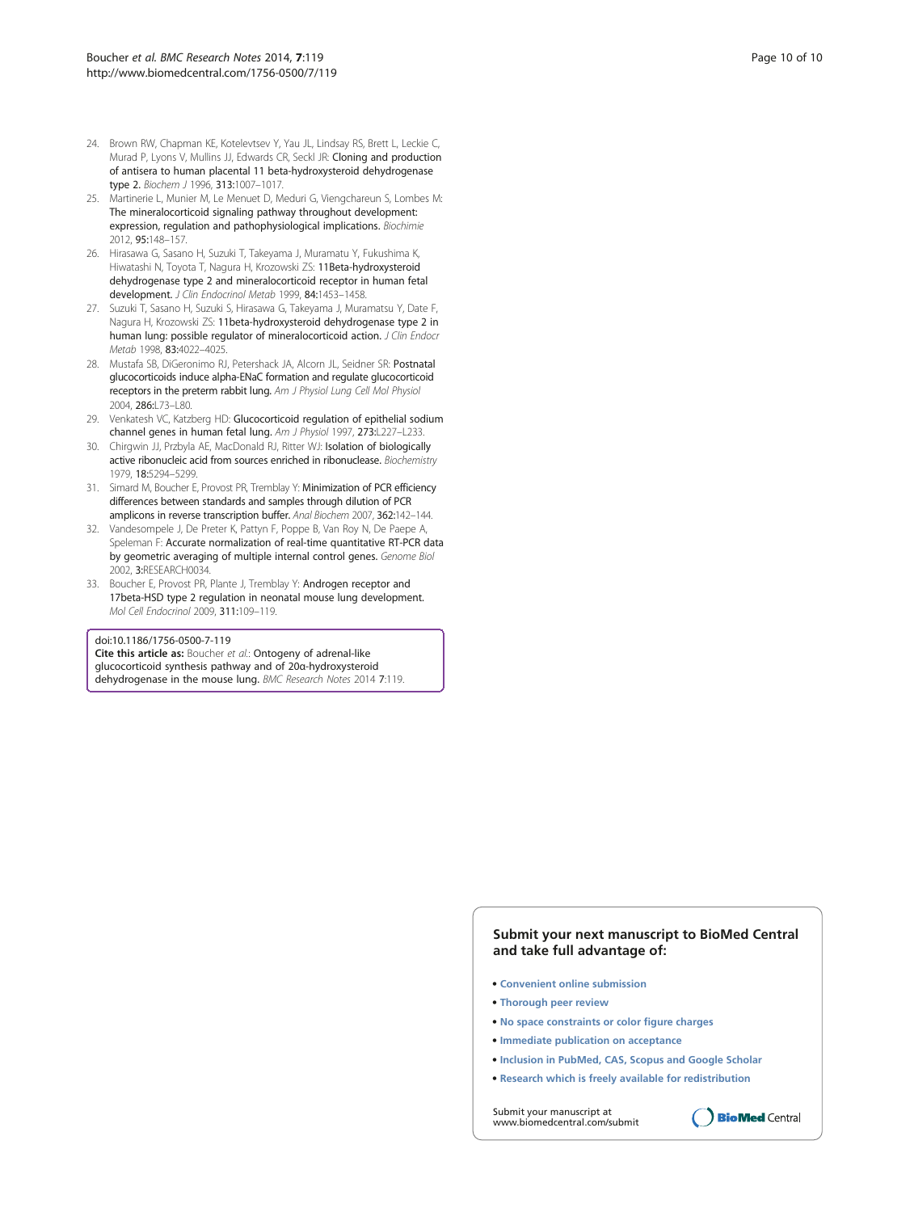24. Brown RW, Chapman KE, Kotelevtsev Y, Yau JL, Lindsay RS, Brett L, Leckie C, Murad P, Lyons V, Mullins JJ, Edwards CR, Seckl JR: **Cloning and production of antisera to human placental 11 beta-hydroxysteroid dehydrogenase type 2.** *Biochem J* 1996, **313:**1007–1017.
25. Martinerie L, Munier M, Le Menuet D, Meduri G, Viengchareun S, Lombes M: **The mineralocorticoid signaling pathway throughout development: expression, regulation and pathophysiological implications.** *Biochimie* 2012, **95:**148–157.
26. Hirasawa G, Sasano H, Suzuki T, Takeyama J, Muramatu Y, Fukushima K, Hiwatashi N, Toyota T, Nagura H, Krozowski ZS: **11Beta-hydroxysteroid dehydrogenase type 2 and mineralocorticoid receptor in human fetal development.** *J Clin Endocrinol Metab* 1999, **84:**1453–1458.
27. Suzuki T, Sasano H, Suzuki S, Hirasawa G, Takeyama J, Muramatsu Y, Date F, Nagura H, Krozowski ZS: **11beta-hydroxysteroid dehydrogenase type 2 in human lung: possible regulator of mineralocorticoid action.** *J Clin Endocr Metab* 1998, **83:**4022–4025.
28. Mustafa SB, DiGeronimo RJ, Petershack JA, Alcorn JL, Seidner SR: **Postnatal glucocorticoids induce alpha-ENaC formation and regulate glucocorticoid receptors in the preterm rabbit lung.** *Am J Physiol Lung Cell Mol Physiol* 2004, **286:**L73–L80.
29. Venkatesh VC, Katzberg HD: **Glucocorticoid regulation of epithelial sodium channel genes in human fetal lung.** *Am J Physiol* 1997, **273:**L227–L233.
30. Chirgwin JJ, Przbyla AE, MacDonald RJ, Ritter WJ: **Isolation of biologically active ribonucleic acid from sources enriched in ribonuclease.** *Biochemistry* 1979, **18:**5294–5299.
31. Simard M, Boucher E, Provost PR, Tremblay Y: **Minimization of PCR efficiency differences between standards and samples through dilution of PCR amplicons in reverse transcription buffer.** *Anal Biochem* 2007, **362:**142–144.
32. Vandesompele J, De Preter K, Pattyn F, Poppe B, Van Roy N, De Paepe A, Speleman F: **Accurate normalization of real-time quantitative RT-PCR data by geometric averaging of multiple internal control genes.** *Genome Biol* 2002, **3:**RESEARCH0034.
33. Boucher E, Provost PR, Plante J, Tremblay Y: **Androgen receptor and 17beta-HSD type 2 regulation in neonatal mouse lung development.** *Mol Cell Endocrinol* 2009, **311:**109–119.

doi:10.1186/1756-0500-7-119
**Cite this article as:** Boucher *et al.*: Ontogeny of adrenal-like glucocorticoid synthesis pathway and of 20α-hydroxysteroid dehydrogenase in the mouse lung. *BMC Research Notes* 2014 **7**:119.

**Submit your next manuscript to BioMed Central and take full advantage of:**

- **Convenient online submission**
- **Thorough peer review**
- **No space constraints or color figure charges**
- **Immediate publication on acceptance**
- **Inclusion in PubMed, CAS, Scopus and Google Scholar**
- **Research which is freely available for redistribution**

Submit your manuscript at
www.biomedcentral.com/submit

BioMed Central